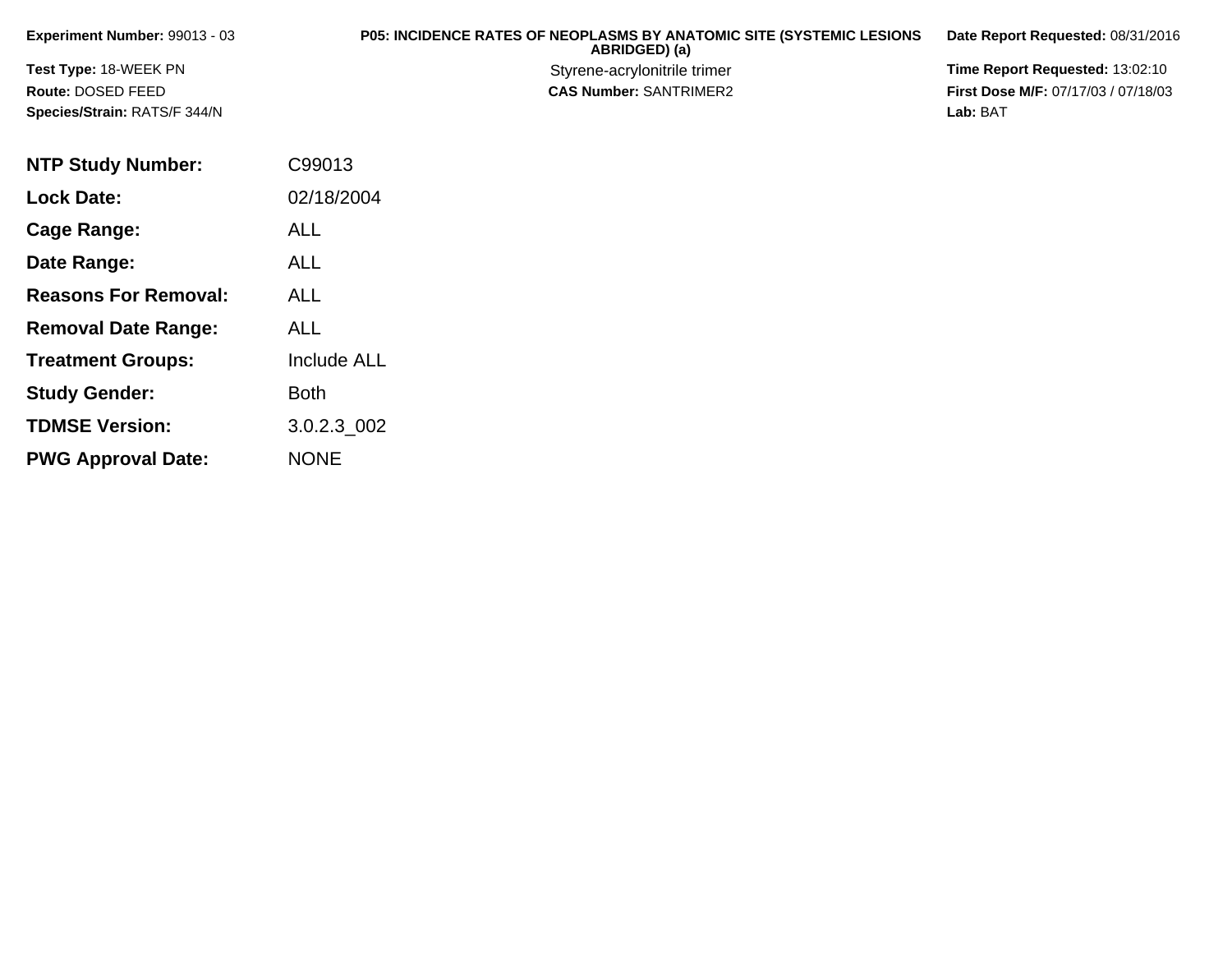**Experiment Number:** 99013 - 03

**Test Type:** 18-WEEK PN

**Route:** DOSED FEED

**Species/Strain:** RATS/F 344/N

## P05: INCIDENCE RATES OF NEOPLASMS BY ANATOMIC SITE (SYSTEMIC LESIONS ABRIDGED) (a)

Styrene-acrylonitrile trimer

**CAS Number:** SANTRIMER2

**Date Report Requested:** 08/31/2016

**Time Report Requested:** 13:02:10

**First Dose M/F:** 07/17/03 / 07/18/03

**Lab:** BAT

| | |
|---|---|
| **NTP Study Number:** | C99013 |
| **Lock Date:** | 02/18/2004 |
| **Cage Range:** | ALL |
| **Date Range:** | ALL |
| **Reasons For Removal:** | ALL |
| **Removal Date Range:** | ALL |
| **Treatment Groups:** | Include ALL |
| **Study Gender:** | Both |
| **TDMSE Version:** | 3.0.2.3_002 |
| **PWG Approval Date:** | NONE |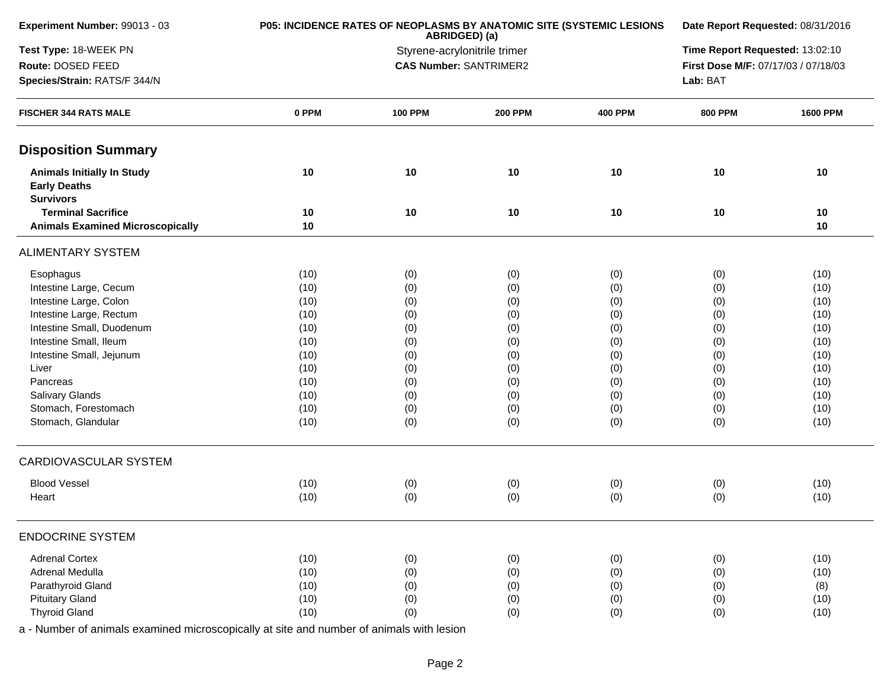**Experiment Number:** 99013 - 03
**Test Type:** 18-WEEK PN
**Route:** DOSED FEED
**Species/Strain:** RATS/F 344/N

**P05: INCIDENCE RATES OF NEOPLASMS BY ANATOMIC SITE (SYSTEMIC LESIONS ABRIDGED) (a)**
Styrene-acrylonitrile trimer
**CAS Number:** SANTRIMER2

**Date Report Requested:** 08/31/2016
**Time Report Requested:** 13:02:10
**First Dose M/F:** 07/17/03 / 07/18/03
**Lab:** BAT

| FISCHER 344 RATS MALE | 0 PPM | 100 PPM | 200 PPM | 400 PPM | 800 PPM | 1600 PPM |
|---|---|---|---|---|---|---|
| **Disposition Summary** | | | | | | |
| **Animals Initially In Study** | 10 | 10 | 10 | 10 | 10 | 10 |
| **Early Deaths** | | | | | | |
| **Survivors** | | | | | | |
| **Terminal Sacrifice** | 10 | 10 | 10 | 10 | 10 | 10 |
| **Animals Examined Microscopically** | 10 | | | | | 10 |
| ALIMENTARY SYSTEM | | | | | | |
| Esophagus | (10) | (0) | (0) | (0) | (0) | (10) |
| Intestine Large, Cecum | (10) | (0) | (0) | (0) | (0) | (10) |
| Intestine Large, Colon | (10) | (0) | (0) | (0) | (0) | (10) |
| Intestine Large, Rectum | (10) | (0) | (0) | (0) | (0) | (10) |
| Intestine Small, Duodenum | (10) | (0) | (0) | (0) | (0) | (10) |
| Intestine Small, Ileum | (10) | (0) | (0) | (0) | (0) | (10) |
| Intestine Small, Jejunum | (10) | (0) | (0) | (0) | (0) | (10) |
| Liver | (10) | (0) | (0) | (0) | (0) | (10) |
| Pancreas | (10) | (0) | (0) | (0) | (0) | (10) |
| Salivary Glands | (10) | (0) | (0) | (0) | (0) | (10) |
| Stomach, Forestomach | (10) | (0) | (0) | (0) | (0) | (10) |
| Stomach, Glandular | (10) | (0) | (0) | (0) | (0) | (10) |
| CARDIOVASCULAR SYSTEM | | | | | | |
| Blood Vessel | (10) | (0) | (0) | (0) | (0) | (10) |
| Heart | (10) | (0) | (0) | (0) | (0) | (10) |
| ENDOCRINE SYSTEM | | | | | | |
| Adrenal Cortex | (10) | (0) | (0) | (0) | (0) | (10) |
| Adrenal Medulla | (10) | (0) | (0) | (0) | (0) | (10) |
| Parathyroid Gland | (10) | (0) | (0) | (0) | (0) | (8) |
| Pituitary Gland | (10) | (0) | (0) | (0) | (0) | (10) |
| Thyroid Gland | (10) | (0) | (0) | (0) | (0) | (10) |

a - Number of animals examined microscopically at site and number of animals with lesion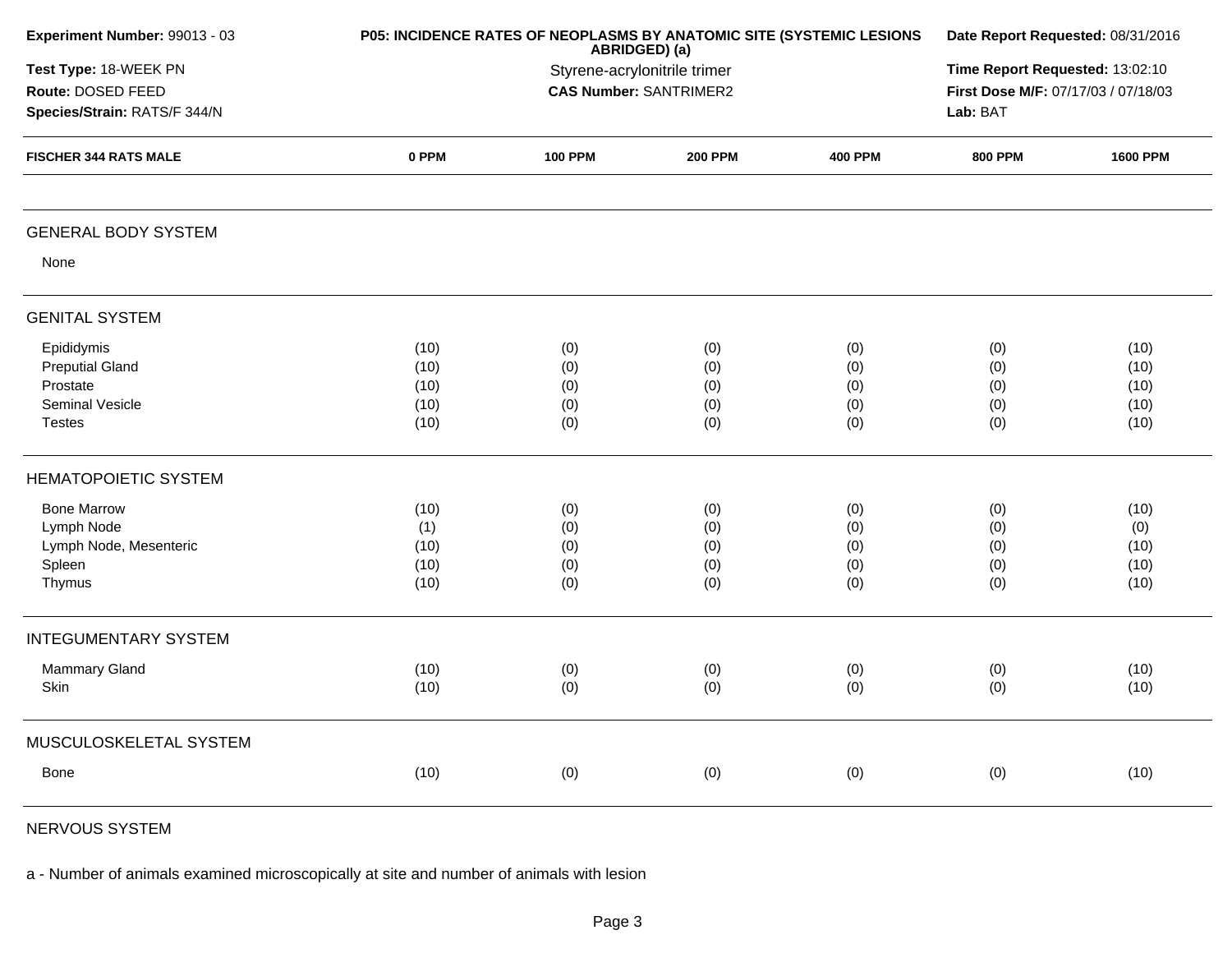**Experiment Number:** 99013 - 03
**Test Type:** 18-WEEK PN
**Route:** DOSED FEED
**Species/Strain:** RATS/F 344/N

**P05: INCIDENCE RATES OF NEOPLASMS BY ANATOMIC SITE (SYSTEMIC LESIONS ABRIDGED) (a)**
Styrene-acrylonitrile trimer
**CAS Number:** SANTRIMER2

**Date Report Requested:** 08/31/2016
**Time Report Requested:** 13:02:10
**First Dose M/F:** 07/17/03 / 07/18/03
**Lab:** BAT

| FISCHER 344 RATS MALE | 0 PPM | 100 PPM | 200 PPM | 400 PPM | 800 PPM | 1600 PPM |
|---|---|---|---|---|---|---|
| **GENERAL BODY SYSTEM** | | | | | | |
| None | | | | | | |
| **GENITAL SYSTEM** | | | | | | |
| Epididymis | (10) | (0) | (0) | (0) | (0) | (10) |
| Preputial Gland | (10) | (0) | (0) | (0) | (0) | (10) |
| Prostate | (10) | (0) | (0) | (0) | (0) | (10) |
| Seminal Vesicle | (10) | (0) | (0) | (0) | (0) | (10) |
| Testes | (10) | (0) | (0) | (0) | (0) | (10) |
| **HEMATOPOIETIC SYSTEM** | | | | | | |
| Bone Marrow | (10) | (0) | (0) | (0) | (0) | (10) |
| Lymph Node | (1) | (0) | (0) | (0) | (0) | (0) |
| Lymph Node, Mesenteric | (10) | (0) | (0) | (0) | (0) | (10) |
| Spleen | (10) | (0) | (0) | (0) | (0) | (10) |
| Thymus | (10) | (0) | (0) | (0) | (0) | (10) |
| **INTEGUMENTARY SYSTEM** | | | | | | |
| Mammary Gland | (10) | (0) | (0) | (0) | (0) | (10) |
| Skin | (10) | (0) | (0) | (0) | (0) | (10) |
| **MUSCULOSKELETAL SYSTEM** | | | | | | |
| Bone | (10) | (0) | (0) | (0) | (0) | (10) |
| **NERVOUS SYSTEM** | | | | | | |

a - Number of animals examined microscopically at site and number of animals with lesion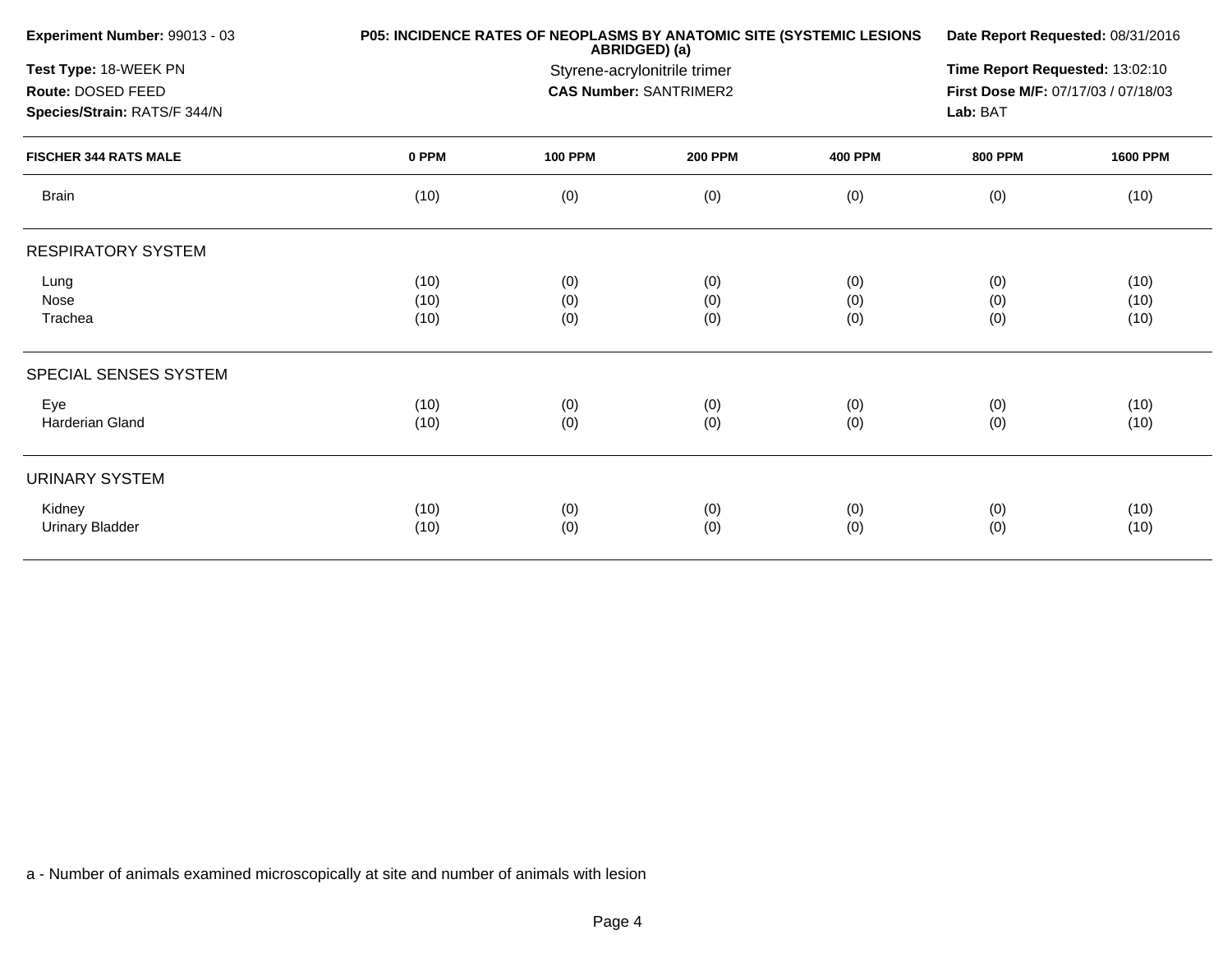**Experiment Number:** 99013 - 03

**Test Type:** 18-WEEK PN

**Route:** DOSED FEED

**Species/Strain:** RATS/F 344/N

**P05: INCIDENCE RATES OF NEOPLASMS BY ANATOMIC SITE (SYSTEMIC LESIONS ABRIDGED) (a)**

Styrene-acrylonitrile trimer

**CAS Number:** SANTRIMER2

**Date Report Requested:** 08/31/2016

**Time Report Requested:** 13:02:10

**First Dose M/F:** 07/17/03 / 07/18/03

**Lab:** BAT

| FISCHER 344 RATS MALE | 0 PPM | 100 PPM | 200 PPM | 400 PPM | 800 PPM | 1600 PPM |
|---|---|---|---|---|---|---|
| Brain | (10) | (0) | (0) | (0) | (0) | (10) |
| **RESPIRATORY SYSTEM** | | | | | | |
| Lung | (10) | (0) | (0) | (0) | (0) | (10) |
| Nose | (10) | (0) | (0) | (0) | (0) | (10) |
| Trachea | (10) | (0) | (0) | (0) | (0) | (10) |
| **SPECIAL SENSES SYSTEM** | | | | | | |
| Eye | (10) | (0) | (0) | (0) | (0) | (10) |
| Harderian Gland | (10) | (0) | (0) | (0) | (0) | (10) |
| **URINARY SYSTEM** | | | | | | |
| Kidney | (10) | (0) | (0) | (0) | (0) | (10) |
| Urinary Bladder | (10) | (0) | (0) | (0) | (0) | (10) |

a - Number of animals examined microscopically at site and number of animals with lesion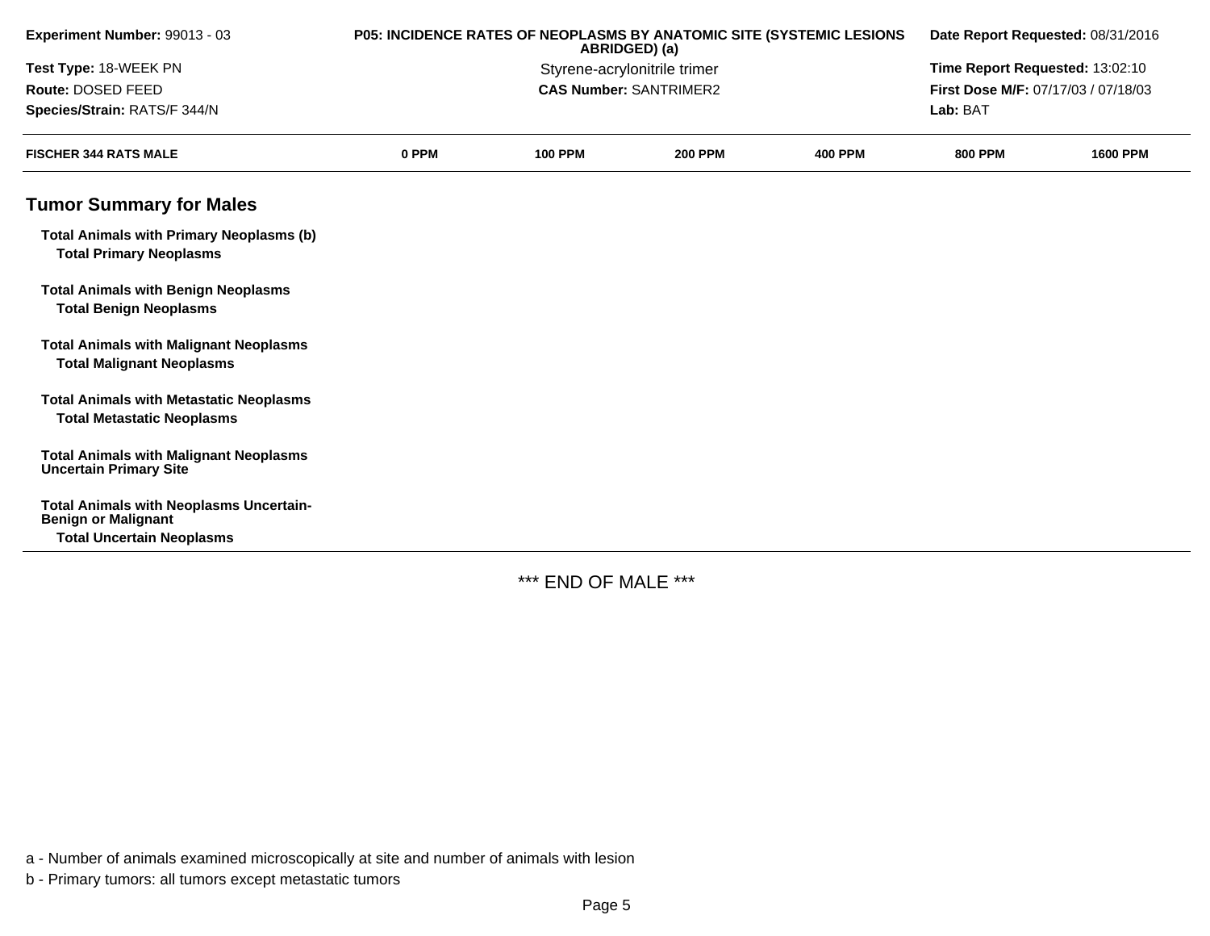| Experiment Number: 99013 - 03 | P05: INCIDENCE RATES OF NEOPLASMS BY ANATOMIC SITE (SYSTEMIC LESIONS ABRIDGED) (a) | Date Report Requested: 08/31/2016 |
|---|---|---|
| Test Type: 18-WEEK PN | Styrene-acrylonitrile trimer | Time Report Requested: 13:02:10 |
| Route: DOSED FEED | CAS Number: SANTRIMER2 | First Dose M/F: 07/17/03 / 07/18/03 |
| Species/Strain: RATS/F 344/N | | Lab: BAT |

| FISCHER 344 RATS MALE | 0 PPM | 100 PPM | 200 PPM | 400 PPM | 800 PPM | 1600 PPM |
|---|---|---|---|---|---|---|

## Tumor Summary for Males

| | | | | | | |
|---|---|---|---|---|---|---|
| **Total Animals with Primary Neoplasms (b)** | | | | | | |
| **Total Primary Neoplasms** | | | | | | |
| **Total Animals with Benign Neoplasms** | | | | | | |
| **Total Benign Neoplasms** | | | | | | |
| **Total Animals with Malignant Neoplasms** | | | | | | |
| **Total Malignant Neoplasms** | | | | | | |
| **Total Animals with Metastatic Neoplasms** | | | | | | |
| **Total Metastatic Neoplasms** | | | | | | |
| **Total Animals with Malignant Neoplasms Uncertain Primary Site** | | | | | | |
| **Total Animals with Neoplasms Uncertain-Benign or Malignant** | | | | | | |
| **Total Uncertain Neoplasms** | | | | | | |

*** END OF MALE ***

a - Number of animals examined microscopically at site and number of animals with lesion

b - Primary tumors: all tumors except metastatic tumors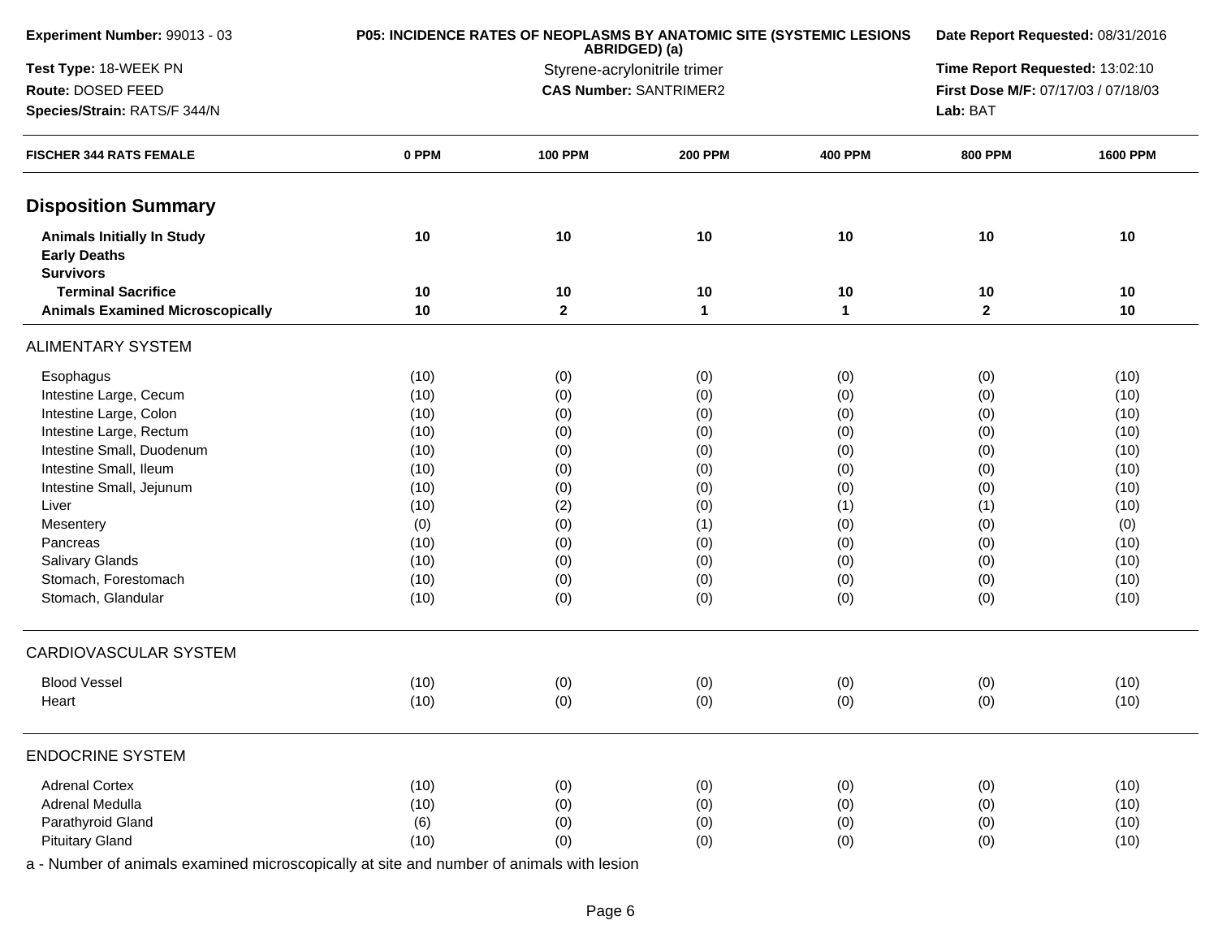**Experiment Number:** 99013 - 03

**Test Type:** 18-WEEK PN

**Route:** DOSED FEED

**Species/Strain:** RATS/F 344/N

**P05: INCIDENCE RATES OF NEOPLASMS BY ANATOMIC SITE (SYSTEMIC LESIONS ABRIDGED) (a)**

Styrene-acrylonitrile trimer

**CAS Number:** SANTRIMER2

**Date Report Requested:** 08/31/2016

**Time Report Requested:** 13:02:10

**First Dose M/F:** 07/17/03 / 07/18/03

**Lab:** BAT

| FISCHER 344 RATS FEMALE | 0 PPM | 100 PPM | 200 PPM | 400 PPM | 800 PPM | 1600 PPM |
|---|---|---|---|---|---|---|
| **Disposition Summary** | | | | | | |
| **Animals Initially In Study** | **10** | **10** | **10** | **10** | **10** | **10** |
| **Early Deaths** | | | | | | |
| **Survivors** | | | | | | |
| **Terminal Sacrifice** | **10** | **10** | **10** | **10** | **10** | **10** |
| **Animals Examined Microscopically** | **10** | **2** | **1** | **1** | **2** | **10** |
| ALIMENTARY SYSTEM | | | | | | |
| Esophagus | (10) | (0) | (0) | (0) | (0) | (10) |
| Intestine Large, Cecum | (10) | (0) | (0) | (0) | (0) | (10) |
| Intestine Large, Colon | (10) | (0) | (0) | (0) | (0) | (10) |
| Intestine Large, Rectum | (10) | (0) | (0) | (0) | (0) | (10) |
| Intestine Small, Duodenum | (10) | (0) | (0) | (0) | (0) | (10) |
| Intestine Small, Ileum | (10) | (0) | (0) | (0) | (0) | (10) |
| Intestine Small, Jejunum | (10) | (0) | (0) | (0) | (0) | (10) |
| Liver | (10) | (2) | (0) | (1) | (1) | (10) |
| Mesentery | (0) | (0) | (1) | (0) | (0) | (0) |
| Pancreas | (10) | (0) | (0) | (0) | (0) | (10) |
| Salivary Glands | (10) | (0) | (0) | (0) | (0) | (10) |
| Stomach, Forestomach | (10) | (0) | (0) | (0) | (0) | (10) |
| Stomach, Glandular | (10) | (0) | (0) | (0) | (0) | (10) |
| CARDIOVASCULAR SYSTEM | | | | | | |
| Blood Vessel | (10) | (0) | (0) | (0) | (0) | (10) |
| Heart | (10) | (0) | (0) | (0) | (0) | (10) |
| ENDOCRINE SYSTEM | | | | | | |
| Adrenal Cortex | (10) | (0) | (0) | (0) | (0) | (10) |
| Adrenal Medulla | (10) | (0) | (0) | (0) | (0) | (10) |
| Parathyroid Gland | (6) | (0) | (0) | (0) | (0) | (10) |
| Pituitary Gland | (10) | (0) | (0) | (0) | (0) | (10) |

a - Number of animals examined microscopically at site and number of animals with lesion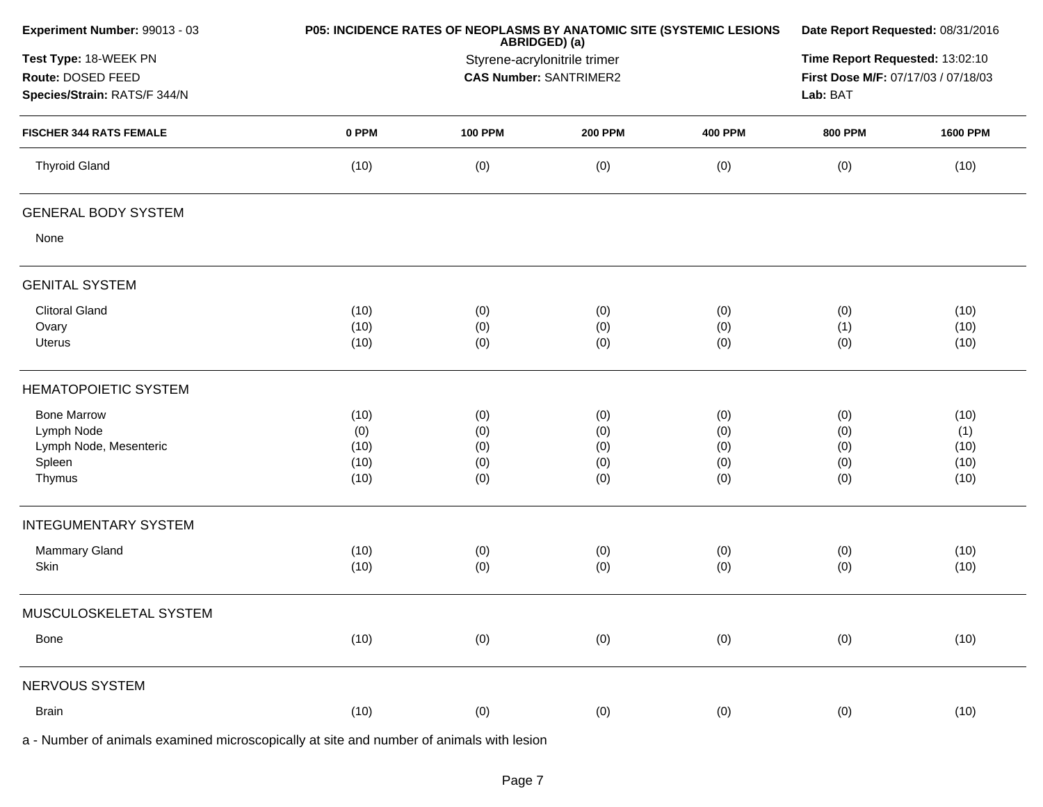| Experiment Number: 99013 - 03 | P05: INCIDENCE RATES OF NEOPLASMS BY ANATOMIC SITE (SYSTEMIC LESIONS ABRIDGED) (a) | Date Report Requested: 08/31/2016 |
|---|---|---|
| Test Type: 18-WEEK PN | Styrene-acrylonitrile trimer | Time Report Requested: 13:02:10 |
| Route: DOSED FEED | CAS Number: SANTRIMER2 | First Dose M/F: 07/17/03 / 07/18/03 |
| Species/Strain: RATS/F 344/N | | Lab: BAT |

| FISCHER 344 RATS FEMALE | 0 PPM | 100 PPM | 200 PPM | 400 PPM | 800 PPM | 1600 PPM |
|---|---|---|---|---|---|---|
| Thyroid Gland | (10) | (0) | (0) | (0) | (0) | (10) |
| **GENERAL BODY SYSTEM** | | | | | | |
| None | | | | | | |
| **GENITAL SYSTEM** | | | | | | |
| Clitoral Gland | (10) | (0) | (0) | (0) | (0) | (10) |
| Ovary | (10) | (0) | (0) | (0) | (1) | (10) |
| Uterus | (10) | (0) | (0) | (0) | (0) | (10) |
| **HEMATOPOIETIC SYSTEM** | | | | | | |
| Bone Marrow | (10) | (0) | (0) | (0) | (0) | (10) |
| Lymph Node | (0) | (0) | (0) | (0) | (0) | (1) |
| Lymph Node, Mesenteric | (10) | (0) | (0) | (0) | (0) | (10) |
| Spleen | (10) | (0) | (0) | (0) | (0) | (10) |
| Thymus | (10) | (0) | (0) | (0) | (0) | (10) |
| **INTEGUMENTARY SYSTEM** | | | | | | |
| Mammary Gland | (10) | (0) | (0) | (0) | (0) | (10) |
| Skin | (10) | (0) | (0) | (0) | (0) | (10) |
| **MUSCULOSKELETAL SYSTEM** | | | | | | |
| Bone | (10) | (0) | (0) | (0) | (0) | (10) |
| **NERVOUS SYSTEM** | | | | | | |
| Brain | (10) | (0) | (0) | (0) | (0) | (10) |

a - Number of animals examined microscopically at site and number of animals with lesion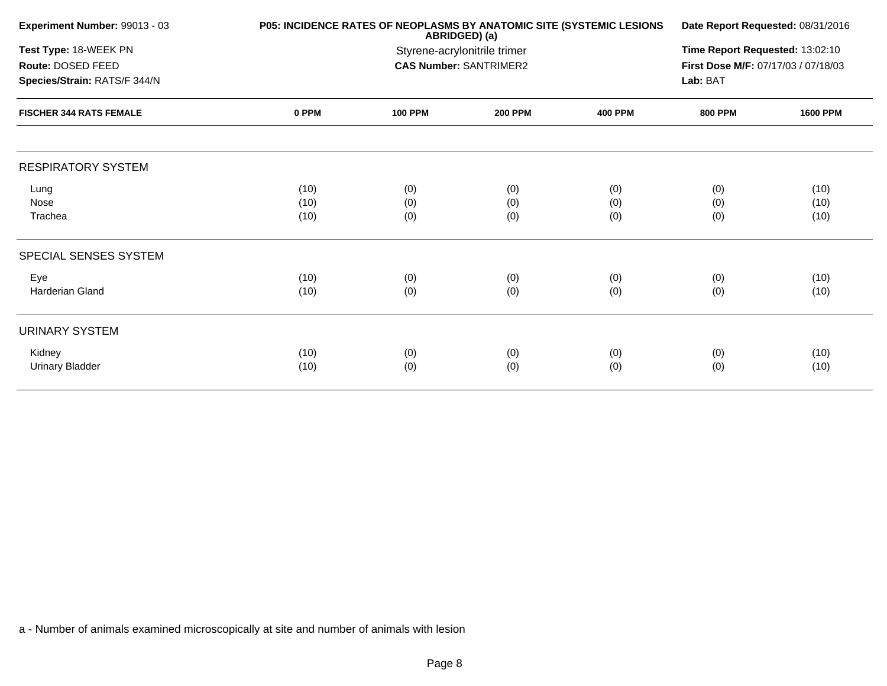| Experiment Number: 99013 - 03 | P05: INCIDENCE RATES OF NEOPLASMS BY ANATOMIC SITE (SYSTEMIC LESIONS ABRIDGED) (a) | Date Report Requested: 08/31/2016 |
|---|---|---|
| Test Type: 18-WEEK PN | Styrene-acrylonitrile trimer | Time Report Requested: 13:02:10 |
| Route: DOSED FEED | CAS Number: SANTRIMER2 | First Dose M/F: 07/17/03 / 07/18/03 |
| Species/Strain: RATS/F 344/N | | Lab: BAT |

| FISCHER 344 RATS FEMALE | 0 PPM | 100 PPM | 200 PPM | 400 PPM | 800 PPM | 1600 PPM |
|---|---|---|---|---|---|---|
| **RESPIRATORY SYSTEM** | | | | | | |
| Lung | (10) | (0) | (0) | (0) | (0) | (10) |
| Nose | (10) | (0) | (0) | (0) | (0) | (10) |
| Trachea | (10) | (0) | (0) | (0) | (0) | (10) |
| **SPECIAL SENSES SYSTEM** | | | | | | |
| Eye | (10) | (0) | (0) | (0) | (0) | (10) |
| Harderian Gland | (10) | (0) | (0) | (0) | (0) | (10) |
| **URINARY SYSTEM** | | | | | | |
| Kidney | (10) | (0) | (0) | (0) | (0) | (10) |
| Urinary Bladder | (10) | (0) | (0) | (0) | (0) | (10) |

a - Number of animals examined microscopically at site and number of animals with lesion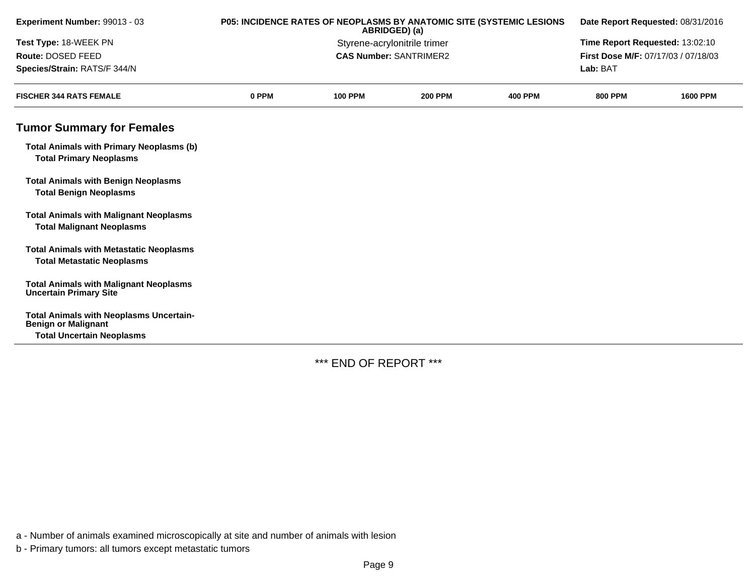| FISCHER 344 RATS FEMALE | 0 PPM | 100 PPM | 200 PPM | 400 PPM | 800 PPM | 1600 PPM |
|---|---|---|---|---|---|---|

## Tumor Summary for Females

| | | | | | | |
|---|---|---|---|---|---|---|
| **Total Animals with Primary Neoplasms (b)** | | | | | | |
| **Total Primary Neoplasms** | | | | | | |
| **Total Animals with Benign Neoplasms** | | | | | | |
| **Total Benign Neoplasms** | | | | | | |
| **Total Animals with Malignant Neoplasms** | | | | | | |
| **Total Malignant Neoplasms** | | | | | | |
| **Total Animals with Metastatic Neoplasms** | | | | | | |
| **Total Metastatic Neoplasms** | | | | | | |
| **Total Animals with Malignant Neoplasms Uncertain Primary Site** | | | | | | |
| **Total Animals with Neoplasms Uncertain-Benign or Malignant** | | | | | | |
| **Total Uncertain Neoplasms** | | | | | | |

*** END OF REPORT ***

a - Number of animals examined microscopically at site and number of animals with lesion

b - Primary tumors: all tumors except metastatic tumors